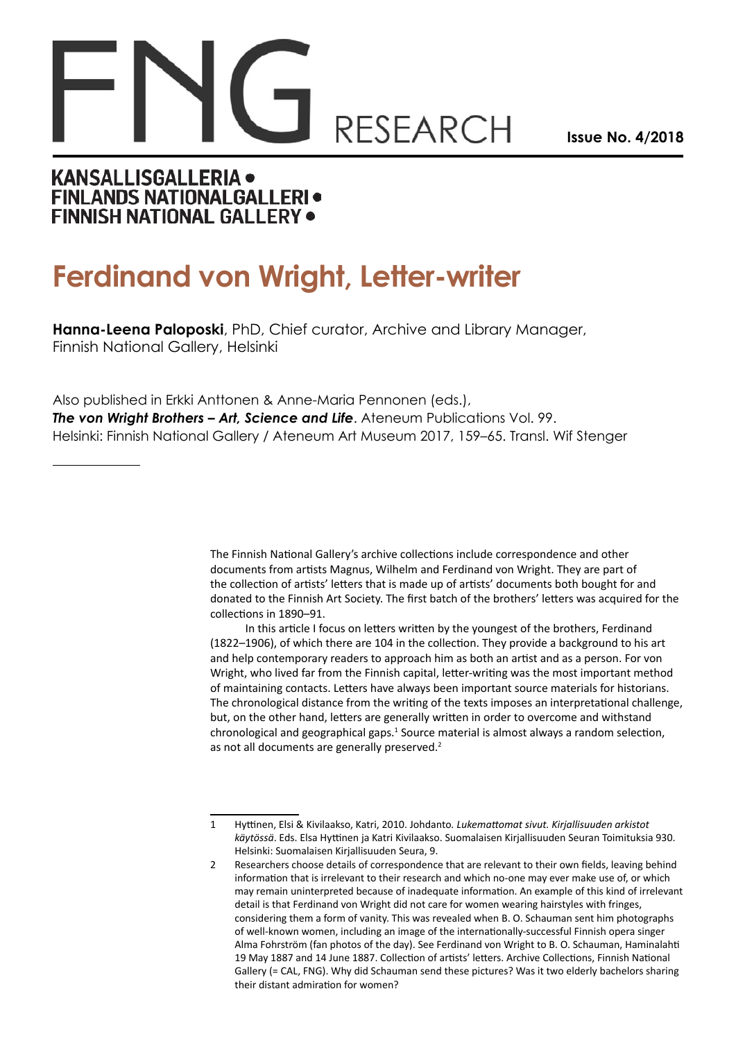FNG RESEARCH

**Issue No. 4/2018**

KANSALLISGALLERIA •
FINLANDS NATIONALGALLERI •
FINNISH NATIONAL GALLERY •

# Ferdinand von Wright, Letter-writer

**Hanna-Leena Paloposki**, PhD, Chief curator, Archive and Library Manager, Finnish National Gallery, Helsinki

Also published in Erkki Anttonen & Anne-Maria Pennonen (eds.), ***The von Wright Brothers – Art, Science and Life***. Ateneum Publications Vol. 99. Helsinki: Finnish National Gallery / Ateneum Art Museum 2017, 159–65. Transl. Wif Stenger

---

The Finnish National Gallery's archive collections include correspondence and other documents from artists Magnus, Wilhelm and Ferdinand von Wright. They are part of the collection of artists' letters that is made up of artists' documents both bought for and donated to the Finnish Art Society. The first batch of the brothers' letters was acquired for the collections in 1890–91.

In this article I focus on letters written by the youngest of the brothers, Ferdinand (1822–1906), of which there are 104 in the collection. They provide a background to his art and help contemporary readers to approach him as both an artist and as a person. For von Wright, who lived far from the Finnish capital, letter-writing was the most important method of maintaining contacts. Letters have always been important source materials for historians. The chronological distance from the writing of the texts imposes an interpretational challenge, but, on the other hand, letters are generally written in order to overcome and withstand chronological and geographical gaps.[1] Source material is almost always a random selection, as not all documents are generally preserved.[2]

---

1 Hyttinen, Elsi & Kivilaakso, Katri, 2010. Johdanto. *Lukemattomat sivut. Kirjallisuuden arkistot käytössä*. Eds. Elsa Hyttinen ja Katri Kivilaakso. Suomalaisen Kirjallisuuden Seuran Toimituksia 930. Helsinki: Suomalaisen Kirjallisuuden Seura, 9.

2 Researchers choose details of correspondence that are relevant to their own fields, leaving behind information that is irrelevant to their research and which no-one may ever make use of, or which may remain uninterpreted because of inadequate information. An example of this kind of irrelevant detail is that Ferdinand von Wright did not care for women wearing hairstyles with fringes, considering them a form of vanity. This was revealed when B. O. Schauman sent him photographs of well-known women, including an image of the internationally-successful Finnish opera singer Alma Fohrström (fan photos of the day). See Ferdinand von Wright to B. O. Schauman, Haminalahti 19 May 1887 and 14 June 1887. Collection of artists' letters. Archive Collections, Finnish National Gallery (= CAL, FNG). Why did Schauman send these pictures? Was it two elderly bachelors sharing their distant admiration for women?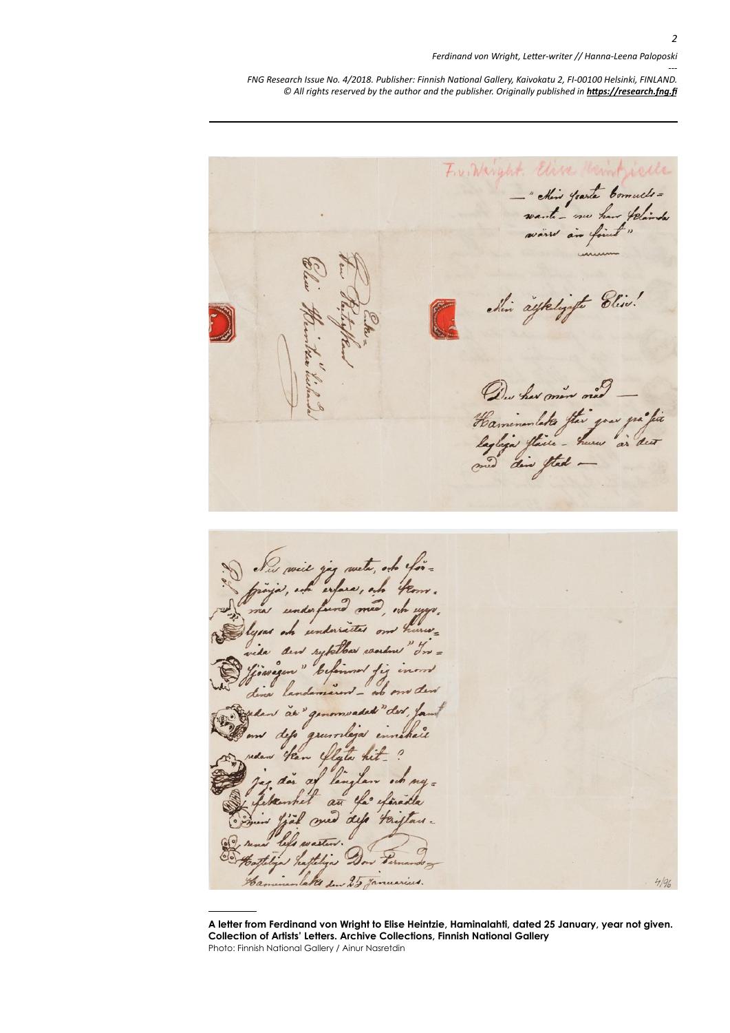**A letter from Ferdinand von Wright to Elise Heintzie, Haminalahti, dated 25 January, year not given. Collection of Artists' Letters. Archive Collections, Finnish National Gallery**

Photo: Finnish National Gallery / Ainur Nasretdin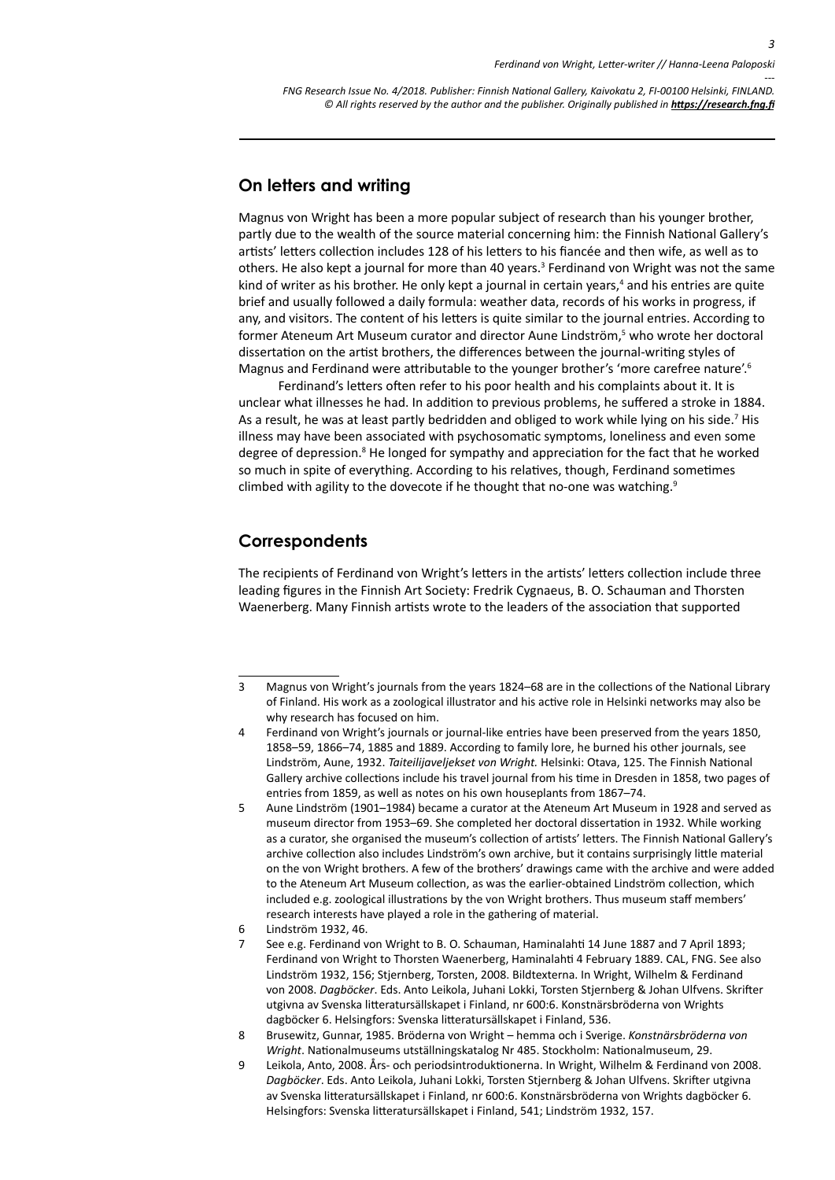## On letters and writing

Magnus von Wright has been a more popular subject of research than his younger brother, partly due to the wealth of the source material concerning him: the Finnish National Gallery's artists' letters collection includes 128 of his letters to his fiancée and then wife, as well as to others. He also kept a journal for more than 40 years.[3] Ferdinand von Wright was not the same kind of writer as his brother. He only kept a journal in certain years,[4] and his entries are quite brief and usually followed a daily formula: weather data, records of his works in progress, if any, and visitors. The content of his letters is quite similar to the journal entries. According to former Ateneum Art Museum curator and director Aune Lindström,[5] who wrote her doctoral dissertation on the artist brothers, the differences between the journal-writing styles of Magnus and Ferdinand were attributable to the younger brother's 'more carefree nature'.[6]

Ferdinand's letters often refer to his poor health and his complaints about it. It is unclear what illnesses he had. In addition to previous problems, he suffered a stroke in 1884. As a result, he was at least partly bedridden and obliged to work while lying on his side.[7] His illness may have been associated with psychosomatic symptoms, loneliness and even some degree of depression.[8] He longed for sympathy and appreciation for the fact that he worked so much in spite of everything. According to his relatives, though, Ferdinand sometimes climbed with agility to the dovecote if he thought that no-one was watching.[9]

## Correspondents

The recipients of Ferdinand von Wright's letters in the artists' letters collection include three leading figures in the Finnish Art Society: Fredrik Cygnaeus, B. O. Schauman and Thorsten Waenerberg. Many Finnish artists wrote to the leaders of the association that supported

---

3 Magnus von Wright's journals from the years 1824–68 are in the collections of the National Library of Finland. His work as a zoological illustrator and his active role in Helsinki networks may also be why research has focused on him.

4 Ferdinand von Wright's journals or journal-like entries have been preserved from the years 1850, 1858–59, 1866–74, 1885 and 1889. According to family lore, he burned his other journals, see Lindström, Aune, 1932. *Taiteilijaveljekset von Wright.* Helsinki: Otava, 125. The Finnish National Gallery archive collections include his travel journal from his time in Dresden in 1858, two pages of entries from 1859, as well as notes on his own houseplants from 1867–74.

5 Aune Lindström (1901–1984) became a curator at the Ateneum Art Museum in 1928 and served as museum director from 1953–69. She completed her doctoral dissertation in 1932. While working as a curator, she organised the museum's collection of artists' letters. The Finnish National Gallery's archive collection also includes Lindström's own archive, but it contains surprisingly little material on the von Wright brothers. A few of the brothers' drawings came with the archive and were added to the Ateneum Art Museum collection, as was the earlier-obtained Lindström collection, which included e.g. zoological illustrations by the von Wright brothers. Thus museum staff members' research interests have played a role in the gathering of material.

6 Lindström 1932, 46.

7 See e.g. Ferdinand von Wright to B. O. Schauman, Haminalahti 14 June 1887 and 7 April 1893; Ferdinand von Wright to Thorsten Waenerberg, Haminalahti 4 February 1889. CAL, FNG. See also Lindström 1932, 156; Stjernberg, Torsten, 2008. Bildtexterna. In Wright, Wilhelm & Ferdinand von 2008. *Dagböcker*. Eds. Anto Leikola, Juhani Lokki, Torsten Stjernberg & Johan Ulfvens. Skrifter utgivna av Svenska litteratursällskapet i Finland, nr 600:6. Konstnärsbröderna von Wrights dagböcker 6. Helsingfors: Svenska litteratursällskapet i Finland, 536.

8 Brusewitz, Gunnar, 1985. Bröderna von Wright – hemma och i Sverige. *Konstnärsbröderna von Wright*. Nationalmuseums utställningskatalog Nr 485. Stockholm: Nationalmuseum, 29.

9 Leikola, Anto, 2008. Års- och periodsintroduktionerna. In Wright, Wilhelm & Ferdinand von 2008. *Dagböcker*. Eds. Anto Leikola, Juhani Lokki, Torsten Stjernberg & Johan Ulfvens. Skrifter utgivna av Svenska litteratursällskapet i Finland, nr 600:6. Konstnärsbröderna von Wrights dagböcker 6. Helsingfors: Svenska litteratursällskapet i Finland, 541; Lindström 1932, 157.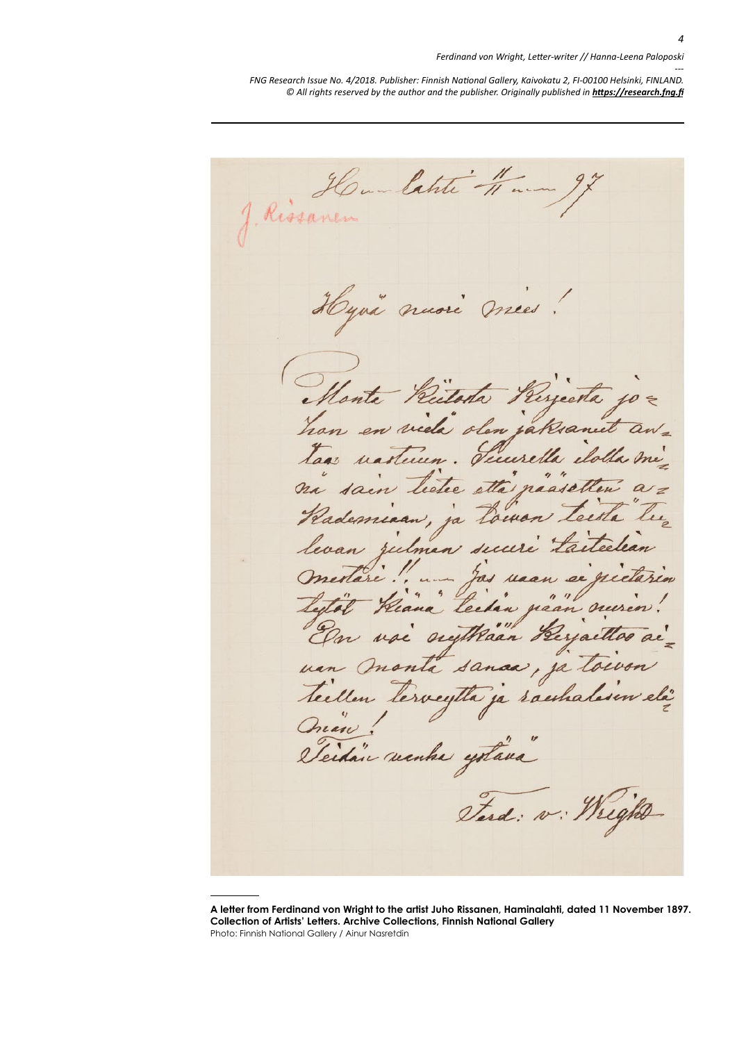**A letter from Ferdinand von Wright to the artist Juho Rissanen, Haminalahti, dated 11 November 1897. Collection of Artists' Letters. Archive Collections, Finnish National Gallery**
Photo: Finnish National Gallery / Ainur Nasretdin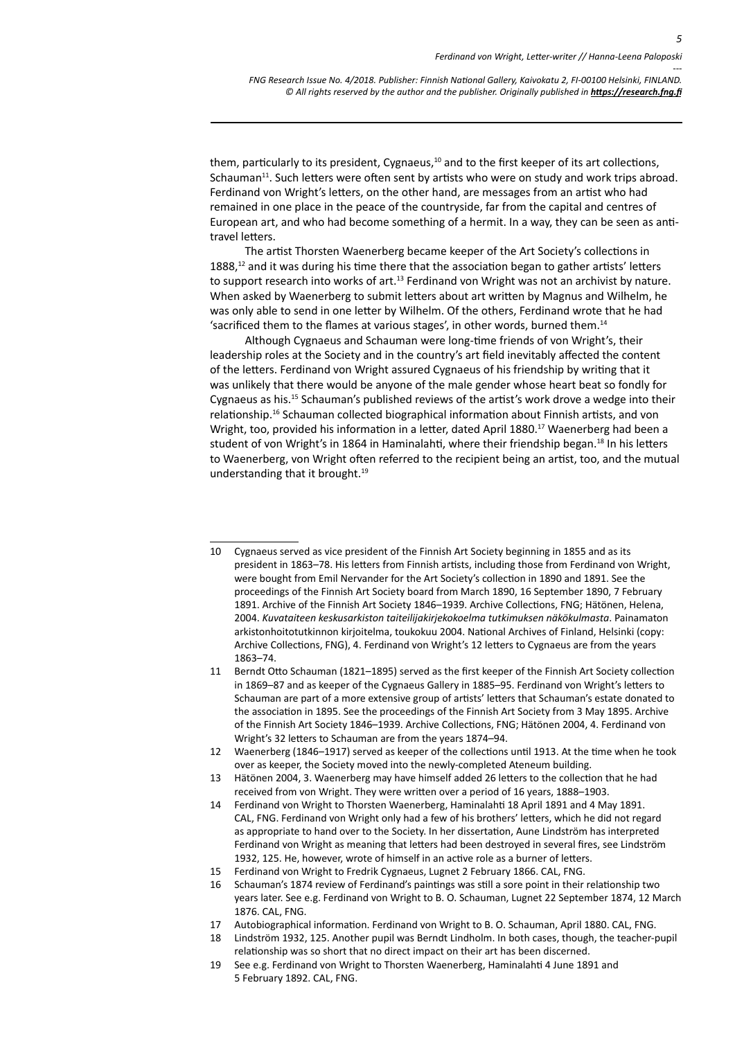them, particularly to its president, Cygnaeus,[10] and to the first keeper of its art collections, Schauman[11]. Such letters were often sent by artists who were on study and work trips abroad. Ferdinand von Wright's letters, on the other hand, are messages from an artist who had remained in one place in the peace of the countryside, far from the capital and centres of European art, and who had become something of a hermit. In a way, they can be seen as anti-travel letters.

The artist Thorsten Waenerberg became keeper of the Art Society's collections in 1888,[12] and it was during his time there that the association began to gather artists' letters to support research into works of art.[13] Ferdinand von Wright was not an archivist by nature. When asked by Waenerberg to submit letters about art written by Magnus and Wilhelm, he was only able to send in one letter by Wilhelm. Of the others, Ferdinand wrote that he had 'sacrificed them to the flames at various stages', in other words, burned them.[14]

Although Cygnaeus and Schauman were long-time friends of von Wright's, their leadership roles at the Society and in the country's art field inevitably affected the content of the letters. Ferdinand von Wright assured Cygnaeus of his friendship by writing that it was unlikely that there would be anyone of the male gender whose heart beat so fondly for Cygnaeus as his.[15] Schauman's published reviews of the artist's work drove a wedge into their relationship.[16] Schauman collected biographical information about Finnish artists, and von Wright, too, provided his information in a letter, dated April 1880.[17] Waenerberg had been a student of von Wright's in 1864 in Haminalahti, where their friendship began.[18] In his letters to Waenerberg, von Wright often referred to the recipient being an artist, too, and the mutual understanding that it brought.[19]

---

10 Cygnaeus served as vice president of the Finnish Art Society beginning in 1855 and as its president in 1863–78. His letters from Finnish artists, including those from Ferdinand von Wright, were bought from Emil Nervander for the Art Society's collection in 1890 and 1891. See the proceedings of the Finnish Art Society board from March 1890, 16 September 1890, 7 February 1891. Archive of the Finnish Art Society 1846–1939. Archive Collections, FNG; Hätönen, Helena, 2004. *Kuvataiteen keskusarkiston taiteilijakirjekokoelma tutkimuksen näkökulmasta*. Painamaton arkistonhoitotutkinnon kirjoitelma, toukokuu 2004. National Archives of Finland, Helsinki (copy: Archive Collections, FNG), 4. Ferdinand von Wright's 12 letters to Cygnaeus are from the years 1863–74.

11 Berndt Otto Schauman (1821–1895) served as the first keeper of the Finnish Art Society collection in 1869–87 and as keeper of the Cygnaeus Gallery in 1885–95. Ferdinand von Wright's letters to Schauman are part of a more extensive group of artists' letters that Schauman's estate donated to the association in 1895. See the proceedings of the Finnish Art Society from 3 May 1895. Archive of the Finnish Art Society 1846–1939. Archive Collections, FNG; Hätönen 2004, 4. Ferdinand von Wright's 32 letters to Schauman are from the years 1874–94.

12 Waenerberg (1846–1917) served as keeper of the collections until 1913. At the time when he took over as keeper, the Society moved into the newly-completed Ateneum building.

13 Hätönen 2004, 3. Waenerberg may have himself added 26 letters to the collection that he had received from von Wright. They were written over a period of 16 years, 1888–1903.

14 Ferdinand von Wright to Thorsten Waenerberg, Haminalahti 18 April 1891 and 4 May 1891. CAL, FNG. Ferdinand von Wright only had a few of his brothers' letters, which he did not regard as appropriate to hand over to the Society. In her dissertation, Aune Lindström has interpreted Ferdinand von Wright as meaning that letters had been destroyed in several fires, see Lindström 1932, 125. He, however, wrote of himself in an active role as a burner of letters.

15 Ferdinand von Wright to Fredrik Cygnaeus, Lugnet 2 February 1866. CAL, FNG.

16 Schauman's 1874 review of Ferdinand's paintings was still a sore point in their relationship two years later. See e.g. Ferdinand von Wright to B. O. Schauman, Lugnet 22 September 1874, 12 March 1876. CAL, FNG.

17 Autobiographical information. Ferdinand von Wright to B. O. Schauman, April 1880. CAL, FNG.

18 Lindström 1932, 125. Another pupil was Berndt Lindholm. In both cases, though, the teacher-pupil relationship was so short that no direct impact on their art has been discerned.

19 See e.g. Ferdinand von Wright to Thorsten Waenerberg, Haminalahti 4 June 1891 and 5 February 1892. CAL, FNG.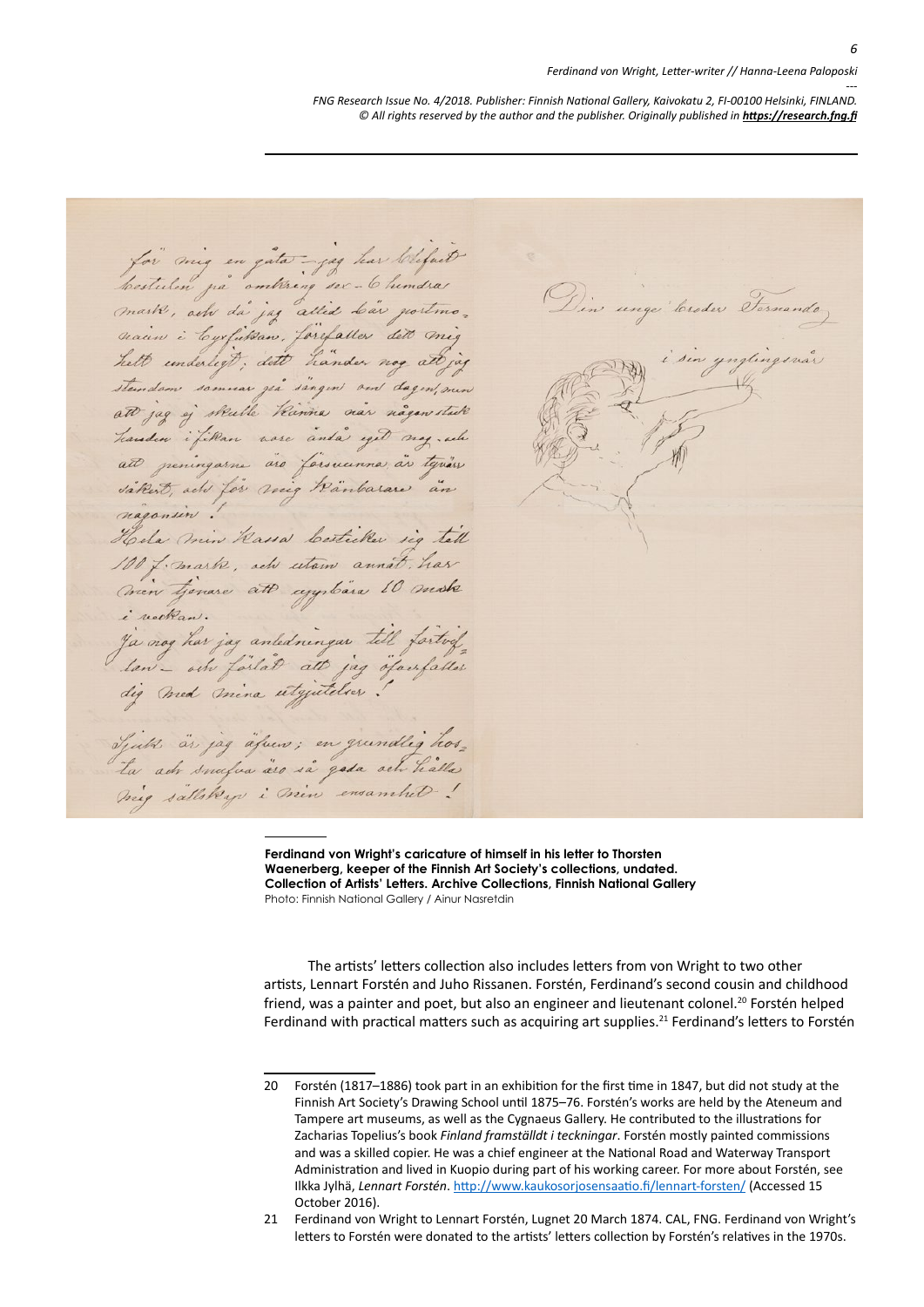**Ferdinand von Wright's caricature of himself in his letter to Thorsten Waenerberg, keeper of the Finnish Art Society's collections, undated. Collection of Artists' Letters. Archive Collections, Finnish National Gallery**
Photo: Finnish National Gallery / Ainur Nasretdin

The artists' letters collection also includes letters from von Wright to two other artists, Lennart Forstén and Juho Rissanen. Forstén, Ferdinand's second cousin and childhood friend, was a painter and poet, but also an engineer and lieutenant colonel.[20] Forstén helped Ferdinand with practical matters such as acquiring art supplies.[21] Ferdinand's letters to Forstén

---

20 Forstén (1817–1886) took part in an exhibition for the first time in 1847, but did not study at the Finnish Art Society's Drawing School until 1875–76. Forstén's works are held by the Ateneum and Tampere art museums, as well as the Cygnaeus Gallery. He contributed to the illustrations for Zacharias Topelius's book *Finland framställdt i teckningar*. Forstén mostly painted commissions and was a skilled copier. He was a chief engineer at the National Road and Waterway Transport Administration and lived in Kuopio during part of his working career. For more about Forstén, see Ilkka Jylhä, *Lennart Forstén*. http://www.kaukosorjosensaatio.fi/lennart-forsten/ (Accessed 15 October 2016).

21 Ferdinand von Wright to Lennart Forstén, Lugnet 20 March 1874. CAL, FNG. Ferdinand von Wright's letters to Forstén were donated to the artists' letters collection by Forstén's relatives in the 1970s.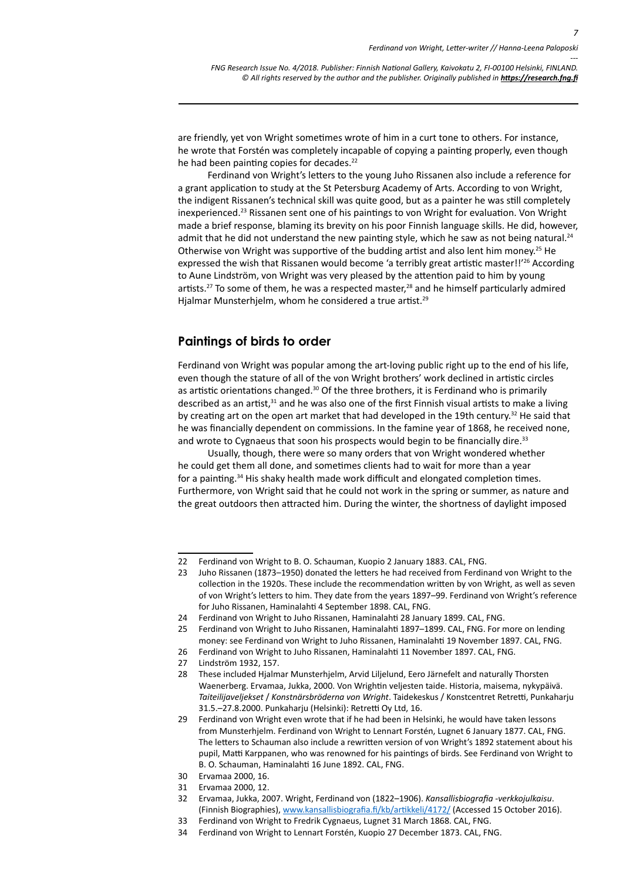are friendly, yet von Wright sometimes wrote of him in a curt tone to others. For instance, he wrote that Forstén was completely incapable of copying a painting properly, even though he had been painting copies for decades.[22]

Ferdinand von Wright's letters to the young Juho Rissanen also include a reference for a grant application to study at the St Petersburg Academy of Arts. According to von Wright, the indigent Rissanen's technical skill was quite good, but as a painter he was still completely inexperienced.[23] Rissanen sent one of his paintings to von Wright for evaluation. Von Wright made a brief response, blaming its brevity on his poor Finnish language skills. He did, however, admit that he did not understand the new painting style, which he saw as not being natural.[24] Otherwise von Wright was supportive of the budding artist and also lent him money.[25] He expressed the wish that Rissanen would become 'a terribly great artistic master!!'[26] According to Aune Lindström, von Wright was very pleased by the attention paid to him by young artists.[27] To some of them, he was a respected master,[28] and he himself particularly admired Hjalmar Munsterhjelm, whom he considered a true artist.[29]

## Paintings of birds to order

Ferdinand von Wright was popular among the art-loving public right up to the end of his life, even though the stature of all of the von Wright brothers' work declined in artistic circles as artistic orientations changed.[30] Of the three brothers, it is Ferdinand who is primarily described as an artist,[31] and he was also one of the first Finnish visual artists to make a living by creating art on the open art market that had developed in the 19th century.[32] He said that he was financially dependent on commissions. In the famine year of 1868, he received none, and wrote to Cygnaeus that soon his prospects would begin to be financially dire.[33]

Usually, though, there were so many orders that von Wright wondered whether he could get them all done, and sometimes clients had to wait for more than a year for a painting.[34] His shaky health made work difficult and elongated completion times. Furthermore, von Wright said that he could not work in the spring or summer, as nature and the great outdoors then attracted him. During the winter, the shortness of daylight imposed

---

22 Ferdinand von Wright to B. O. Schauman, Kuopio 2 January 1883. CAL, FNG.

23 Juho Rissanen (1873–1950) donated the letters he had received from Ferdinand von Wright to the collection in the 1920s. These include the recommendation written by von Wright, as well as seven of von Wright's letters to him. They date from the years 1897–99. Ferdinand von Wright's reference for Juho Rissanen, Haminalahti 4 September 1898. CAL, FNG.

24 Ferdinand von Wright to Juho Rissanen, Haminalahti 28 January 1899. CAL, FNG.

25 Ferdinand von Wright to Juho Rissanen, Haminalahti 1897–1899. CAL, FNG. For more on lending money: see Ferdinand von Wright to Juho Rissanen, Haminalahti 19 November 1897. CAL, FNG.

26 Ferdinand von Wright to Juho Rissanen, Haminalahti 11 November 1897. CAL, FNG.

27 Lindström 1932, 157.

28 These included Hjalmar Munsterhjelm, Arvid Liljelund, Eero Järnefelt and naturally Thorsten Waenerberg. Ervamaa, Jukka, 2000. Von Wrightin veljesten taide. Historia, maisema, nykypäivä. *Taiteilijaveljekset* / *Konstnärsbröderna von Wright*. Taidekeskus / Konstcentret Retretti, Punkaharju 31.5.–27.8.2000. Punkaharju (Helsinki): Retretti Oy Ltd, 16.

29 Ferdinand von Wright even wrote that if he had been in Helsinki, he would have taken lessons from Munsterhjelm. Ferdinand von Wright to Lennart Forstén, Lugnet 6 January 1877. CAL, FNG. The letters to Schauman also include a rewritten version of von Wright's 1892 statement about his pupil, Matti Karppanen, who was renowned for his paintings of birds. See Ferdinand von Wright to B. O. Schauman, Haminalahti 16 June 1892. CAL, FNG.

30 Ervamaa 2000, 16.

31 Ervamaa 2000, 12.

32 Ervamaa, Jukka, 2007. Wright, Ferdinand von (1822–1906). *Kansallisbiografia -verkkojulkaisu*. (Finnish Biographies), www.kansallisbiografia.fi/kb/artikkeli/4172/ (Accessed 15 October 2016).

33 Ferdinand von Wright to Fredrik Cygnaeus, Lugnet 31 March 1868. CAL, FNG.

34 Ferdinand von Wright to Lennart Forstén, Kuopio 27 December 1873. CAL, FNG.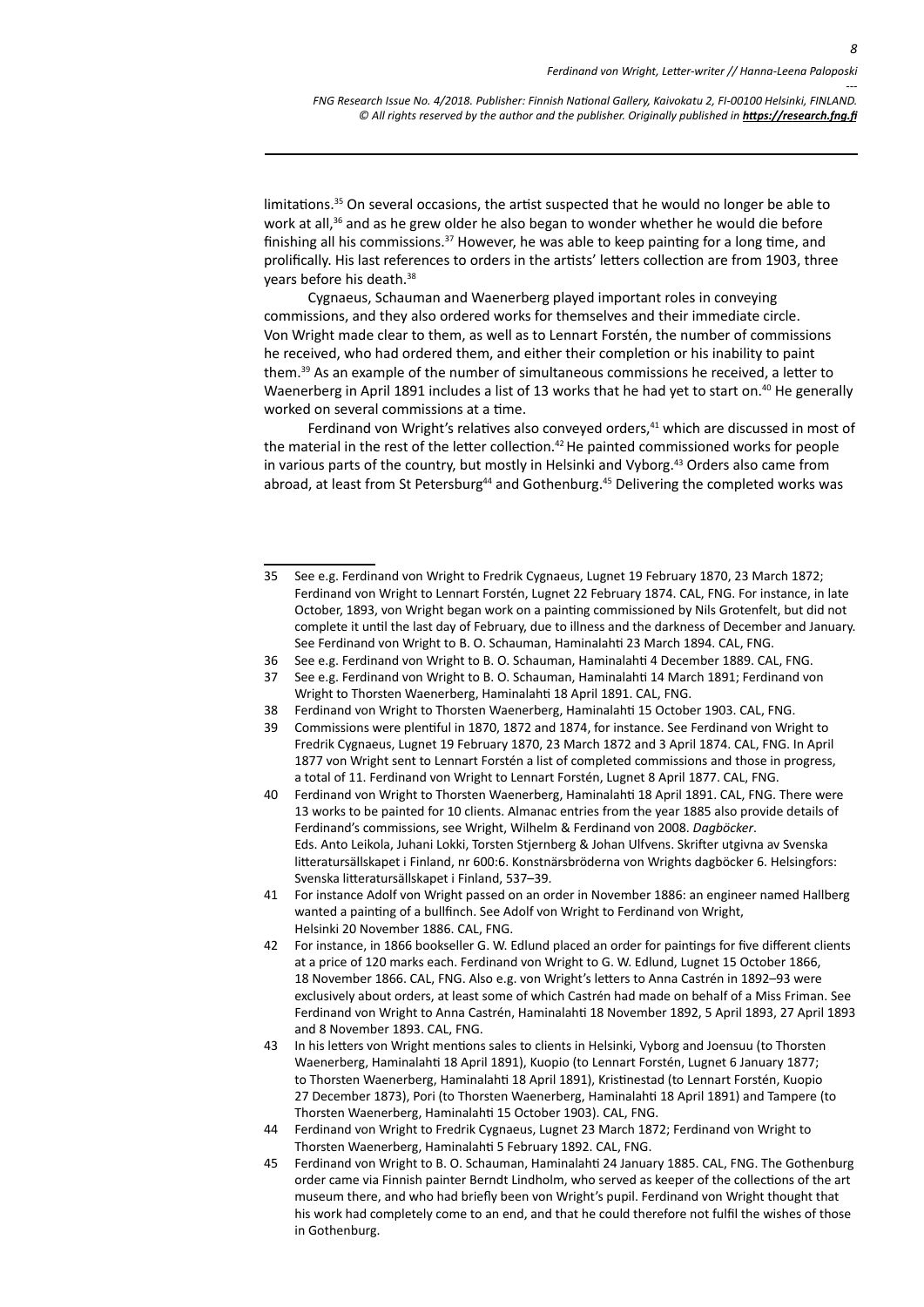limitations.[35] On several occasions, the artist suspected that he would no longer be able to work at all,[36] and as he grew older he also began to wonder whether he would die before finishing all his commissions.[37] However, he was able to keep painting for a long time, and prolifically. His last references to orders in the artists' letters collection are from 1903, three years before his death.[38]

Cygnaeus, Schauman and Waenerberg played important roles in conveying commissions, and they also ordered works for themselves and their immediate circle. Von Wright made clear to them, as well as to Lennart Forstén, the number of commissions he received, who had ordered them, and either their completion or his inability to paint them.[39] As an example of the number of simultaneous commissions he received, a letter to Waenerberg in April 1891 includes a list of 13 works that he had yet to start on.[40] He generally worked on several commissions at a time.

Ferdinand von Wright's relatives also conveyed orders,[41] which are discussed in most of the material in the rest of the letter collection.[42] He painted commissioned works for people in various parts of the country, but mostly in Helsinki and Vyborg.[43] Orders also came from abroad, at least from St Petersburg[44] and Gothenburg.[45] Delivering the completed works was

---

35 See e.g. Ferdinand von Wright to Fredrik Cygnaeus, Lugnet 19 February 1870, 23 March 1872; Ferdinand von Wright to Lennart Forstén, Lugnet 22 February 1874. CAL, FNG. For instance, in late October, 1893, von Wright began work on a painting commissioned by Nils Grotenfelt, but did not complete it until the last day of February, due to illness and the darkness of December and January. See Ferdinand von Wright to B. O. Schauman, Haminalahti 23 March 1894. CAL, FNG.

36 See e.g. Ferdinand von Wright to B. O. Schauman, Haminalahti 4 December 1889. CAL, FNG.

37 See e.g. Ferdinand von Wright to B. O. Schauman, Haminalahti 14 March 1891; Ferdinand von Wright to Thorsten Waenerberg, Haminalahti 18 April 1891. CAL, FNG.

38 Ferdinand von Wright to Thorsten Waenerberg, Haminalahti 15 October 1903. CAL, FNG.

39 Commissions were plentiful in 1870, 1872 and 1874, for instance. See Ferdinand von Wright to Fredrik Cygnaeus, Lugnet 19 February 1870, 23 March 1872 and 3 April 1874. CAL, FNG. In April 1877 von Wright sent to Lennart Forstén a list of completed commissions and those in progress, a total of 11. Ferdinand von Wright to Lennart Forstén, Lugnet 8 April 1877. CAL, FNG.

40 Ferdinand von Wright to Thorsten Waenerberg, Haminalahti 18 April 1891. CAL, FNG. There were 13 works to be painted for 10 clients. Almanac entries from the year 1885 also provide details of Ferdinand's commissions, see Wright, Wilhelm & Ferdinand von 2008. *Dagböcker*. Eds. Anto Leikola, Juhani Lokki, Torsten Stjernberg & Johan Ulfvens. Skrifter utgivna av Svenska litteratursällskapet i Finland, nr 600:6. Konstnärsbröderna von Wrights dagböcker 6. Helsingfors: Svenska litteratursällskapet i Finland, 537–39.

41 For instance Adolf von Wright passed on an order in November 1886: an engineer named Hallberg wanted a painting of a bullfinch. See Adolf von Wright to Ferdinand von Wright, Helsinki 20 November 1886. CAL, FNG.

42 For instance, in 1866 bookseller G. W. Edlund placed an order for paintings for five different clients at a price of 120 marks each. Ferdinand von Wright to G. W. Edlund, Lugnet 15 October 1866, 18 November 1866. CAL, FNG. Also e.g. von Wright's letters to Anna Castrén in 1892–93 were exclusively about orders, at least some of which Castrén had made on behalf of a Miss Friman. See Ferdinand von Wright to Anna Castrén, Haminalahti 18 November 1892, 5 April 1893, 27 April 1893 and 8 November 1893. CAL, FNG.

43 In his letters von Wright mentions sales to clients in Helsinki, Vyborg and Joensuu (to Thorsten Waenerberg, Haminalahti 18 April 1891), Kuopio (to Lennart Forstén, Lugnet 6 January 1877; to Thorsten Waenerberg, Haminalahti 18 April 1891), Kristinestad (to Lennart Forstén, Kuopio 27 December 1873), Pori (to Thorsten Waenerberg, Haminalahti 18 April 1891) and Tampere (to Thorsten Waenerberg, Haminalahti 15 October 1903). CAL, FNG.

44 Ferdinand von Wright to Fredrik Cygnaeus, Lugnet 23 March 1872; Ferdinand von Wright to Thorsten Waenerberg, Haminalahti 5 February 1892. CAL, FNG.

45 Ferdinand von Wright to B. O. Schauman, Haminalahti 24 January 1885. CAL, FNG. The Gothenburg order came via Finnish painter Berndt Lindholm, who served as keeper of the collections of the art museum there, and who had briefly been von Wright's pupil. Ferdinand von Wright thought that his work had completely come to an end, and that he could therefore not fulfil the wishes of those in Gothenburg.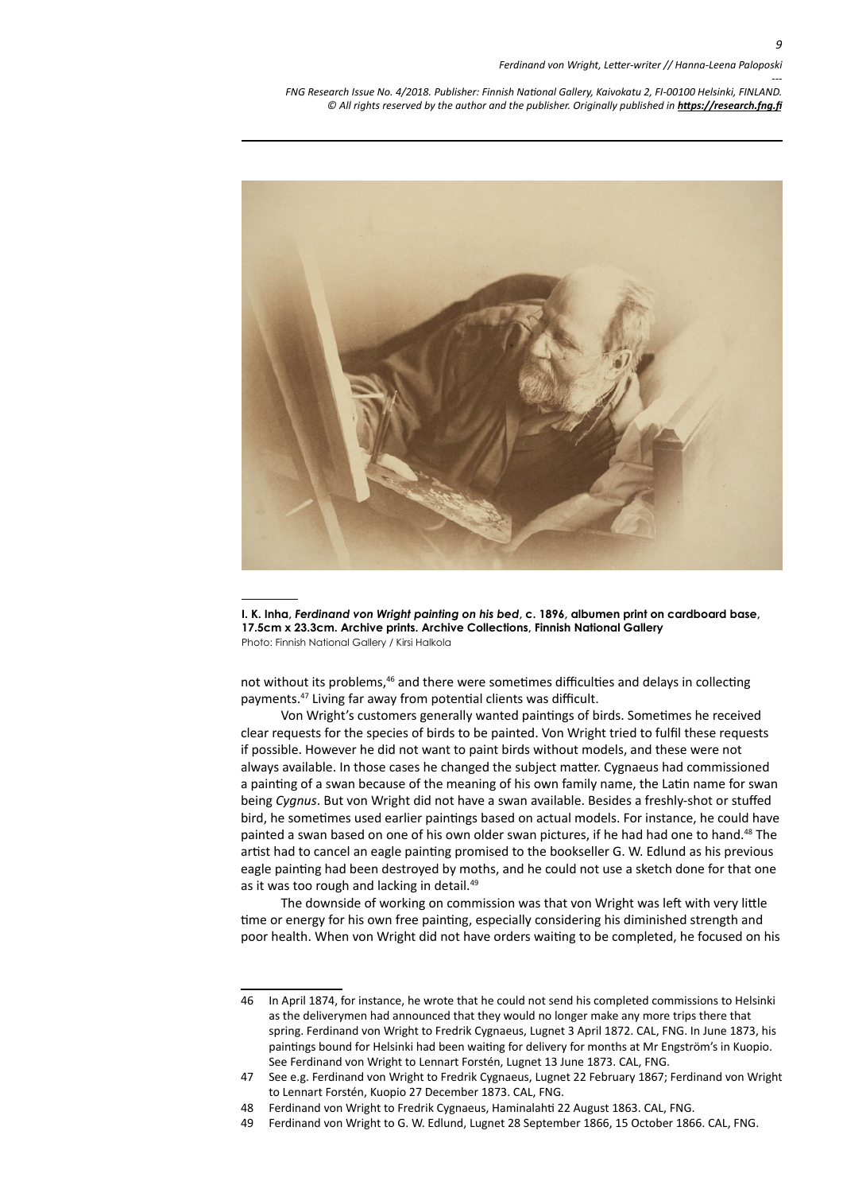**I. K. Inha, *Ferdinand von Wright painting on his bed*, c. 1896, albumen print on cardboard base, 17.5cm x 23.3cm. Archive prints. Archive Collections, Finnish National Gallery**
Photo: Finnish National Gallery / Kirsi Halkola

not without its problems,[46] and there were sometimes difficulties and delays in collecting payments.[47] Living far away from potential clients was difficult.

Von Wright's customers generally wanted paintings of birds. Sometimes he received clear requests for the species of birds to be painted. Von Wright tried to fulfil these requests if possible. However he did not want to paint birds without models, and these were not always available. In those cases he changed the subject matter. Cygnaeus had commissioned a painting of a swan because of the meaning of his own family name, the Latin name for swan being *Cygnus*. But von Wright did not have a swan available. Besides a freshly-shot or stuffed bird, he sometimes used earlier paintings based on actual models. For instance, he could have painted a swan based on one of his own older swan pictures, if he had had one to hand.[48] The artist had to cancel an eagle painting promised to the bookseller G. W. Edlund as his previous eagle painting had been destroyed by moths, and he could not use a sketch done for that one as it was too rough and lacking in detail.[49]

The downside of working on commission was that von Wright was left with very little time or energy for his own free painting, especially considering his diminished strength and poor health. When von Wright did not have orders waiting to be completed, he focused on his

---

46 In April 1874, for instance, he wrote that he could not send his completed commissions to Helsinki as the deliverymen had announced that they would no longer make any more trips there that spring. Ferdinand von Wright to Fredrik Cygnaeus, Lugnet 3 April 1872. CAL, FNG. In June 1873, his paintings bound for Helsinki had been waiting for delivery for months at Mr Engström's in Kuopio. See Ferdinand von Wright to Lennart Forstén, Lugnet 13 June 1873. CAL, FNG.

47 See e.g. Ferdinand von Wright to Fredrik Cygnaeus, Lugnet 22 February 1867; Ferdinand von Wright to Lennart Forstén, Kuopio 27 December 1873. CAL, FNG.

48 Ferdinand von Wright to Fredrik Cygnaeus, Haminalahti 22 August 1863. CAL, FNG.

49 Ferdinand von Wright to G. W. Edlund, Lugnet 28 September 1866, 15 October 1866. CAL, FNG.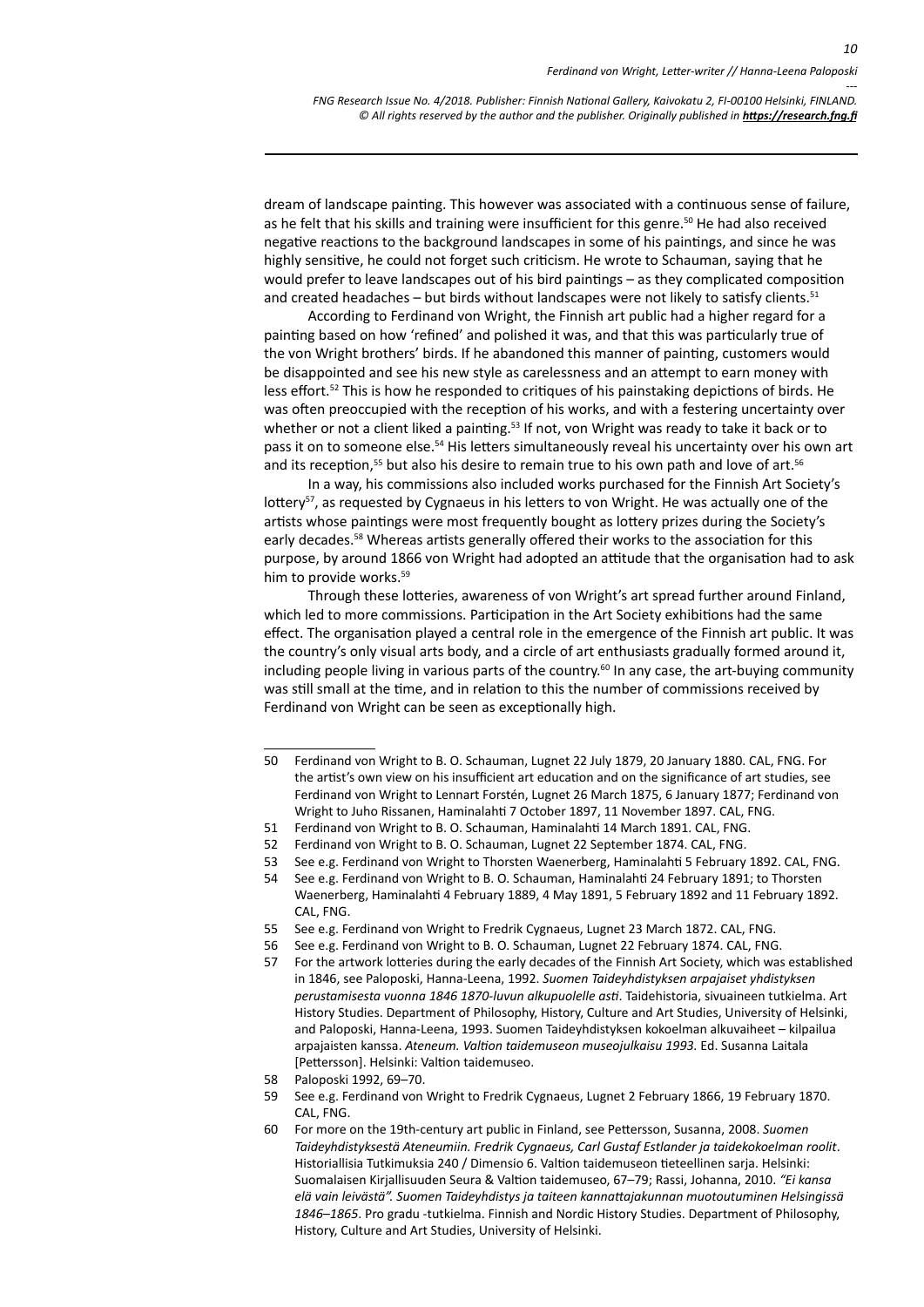dream of landscape painting. This however was associated with a continuous sense of failure, as he felt that his skills and training were insufficient for this genre.[50] He had also received negative reactions to the background landscapes in some of his paintings, and since he was highly sensitive, he could not forget such criticism. He wrote to Schauman, saying that he would prefer to leave landscapes out of his bird paintings – as they complicated composition and created headaches – but birds without landscapes were not likely to satisfy clients.[51]

According to Ferdinand von Wright, the Finnish art public had a higher regard for a painting based on how 'refined' and polished it was, and that this was particularly true of the von Wright brothers' birds. If he abandoned this manner of painting, customers would be disappointed and see his new style as carelessness and an attempt to earn money with less effort.[52] This is how he responded to critiques of his painstaking depictions of birds. He was often preoccupied with the reception of his works, and with a festering uncertainty over whether or not a client liked a painting.[53] If not, von Wright was ready to take it back or to pass it on to someone else.[54] His letters simultaneously reveal his uncertainty over his own art and its reception,[55] but also his desire to remain true to his own path and love of art.[56]

In a way, his commissions also included works purchased for the Finnish Art Society's lottery[57], as requested by Cygnaeus in his letters to von Wright. He was actually one of the artists whose paintings were most frequently bought as lottery prizes during the Society's early decades.[58] Whereas artists generally offered their works to the association for this purpose, by around 1866 von Wright had adopted an attitude that the organisation had to ask him to provide works.[59]

Through these lotteries, awareness of von Wright's art spread further around Finland, which led to more commissions. Participation in the Art Society exhibitions had the same effect. The organisation played a central role in the emergence of the Finnish art public. It was the country's only visual arts body, and a circle of art enthusiasts gradually formed around it, including people living in various parts of the country.[60] In any case, the art-buying community was still small at the time, and in relation to this the number of commissions received by Ferdinand von Wright can be seen as exceptionally high.

---

50 Ferdinand von Wright to B. O. Schauman, Lugnet 22 July 1879, 20 January 1880. CAL, FNG. For the artist's own view on his insufficient art education and on the significance of art studies, see Ferdinand von Wright to Lennart Forstén, Lugnet 26 March 1875, 6 January 1877; Ferdinand von Wright to Juho Rissanen, Haminalahti 7 October 1897, 11 November 1897. CAL, FNG.

51 Ferdinand von Wright to B. O. Schauman, Haminalahti 14 March 1891. CAL, FNG.

52 Ferdinand von Wright to B. O. Schauman, Lugnet 22 September 1874. CAL, FNG.

53 See e.g. Ferdinand von Wright to Thorsten Waenerberg, Haminalahti 5 February 1892. CAL, FNG.

54 See e.g. Ferdinand von Wright to B. O. Schauman, Haminalahti 24 February 1891; to Thorsten Waenerberg, Haminalahti 4 February 1889, 4 May 1891, 5 February 1892 and 11 February 1892. CAL, FNG.

55 See e.g. Ferdinand von Wright to Fredrik Cygnaeus, Lugnet 23 March 1872. CAL, FNG.

56 See e.g. Ferdinand von Wright to B. O. Schauman, Lugnet 22 February 1874. CAL, FNG.

57 For the artwork lotteries during the early decades of the Finnish Art Society, which was established in 1846, see Paloposki, Hanna-Leena, 1992. *Suomen Taideyhdistyksen arpajaiset yhdistyksen perustamisesta vuonna 1846 1870-luvun alkupuolelle asti*. Taidehistoria, sivuaineen tutkielma. Art History Studies. Department of Philosophy, History, Culture and Art Studies, University of Helsinki, and Paloposki, Hanna-Leena, 1993. Suomen Taideyhdistyksen kokoelman alkuvaiheet – kilpailua arpajaisten kanssa. *Ateneum. Valtion taidemuseon museojulkaisu 1993.* Ed. Susanna Laitala [Pettersson]. Helsinki: Valtion taidemuseo.

58 Paloposki 1992, 69–70.

59 See e.g. Ferdinand von Wright to Fredrik Cygnaeus, Lugnet 2 February 1866, 19 February 1870. CAL, FNG.

60 For more on the 19th-century art public in Finland, see Pettersson, Susanna, 2008. *Suomen Taideyhdistyksestä Ateneumiin. Fredrik Cygnaeus, Carl Gustaf Estlander ja taidekokoelman roolit*. Historiallisia Tutkimuksia 240 / Dimensio 6. Valtion taidemuseon tieteellinen sarja. Helsinki: Suomalaisen Kirjallisuuden Seura & Valtion taidemuseo, 67–79; Rassi, Johanna, 2010. *"Ei kansa elä vain leivästä". Suomen Taideyhdistys ja taiteen kannattajakunnan muotoutuminen Helsingissä 1846–1865*. Pro gradu -tutkielma. Finnish and Nordic History Studies. Department of Philosophy, History, Culture and Art Studies, University of Helsinki.